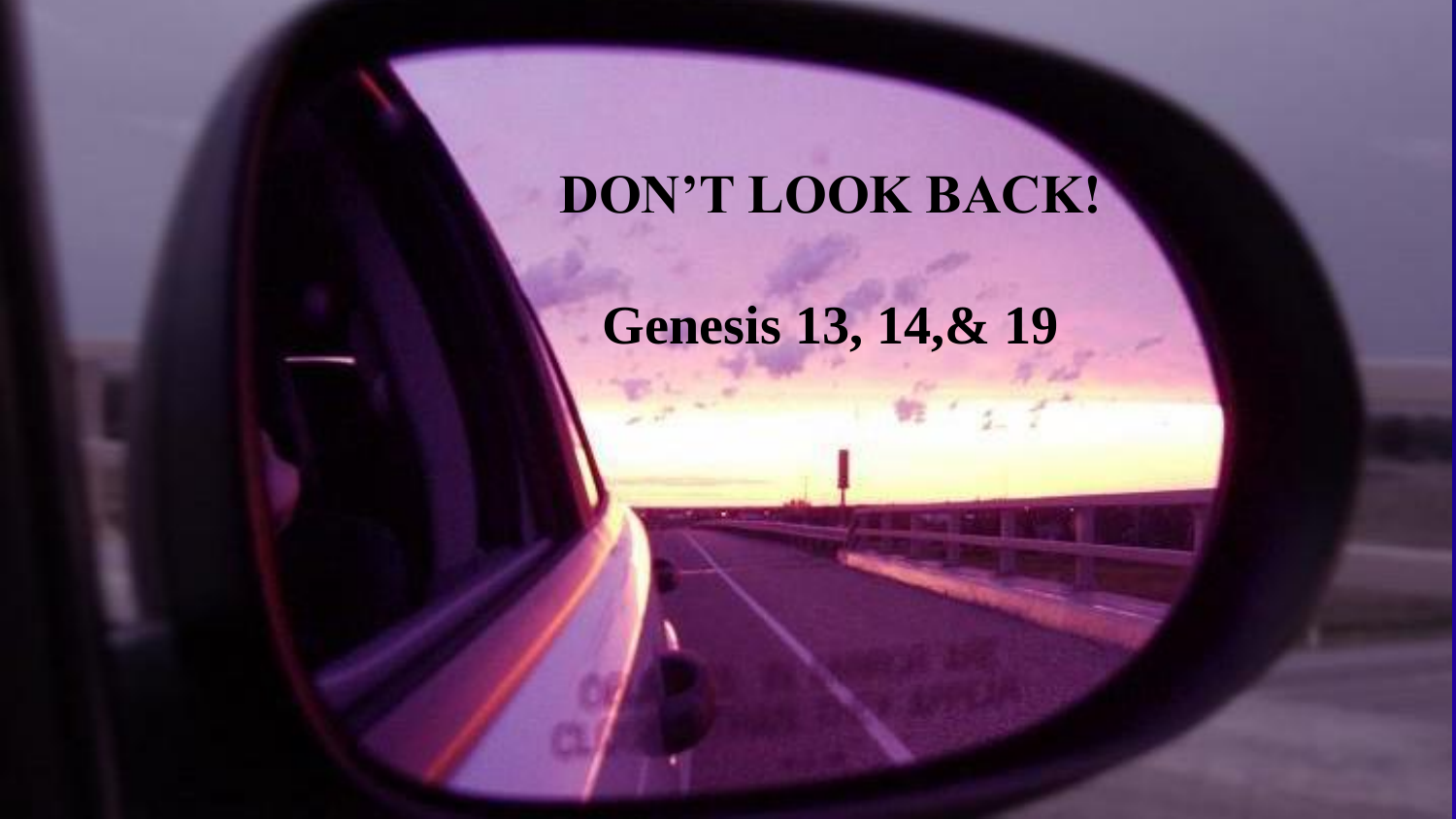# DON'T LOOK BACK!

## Genesis 13, 14,& 19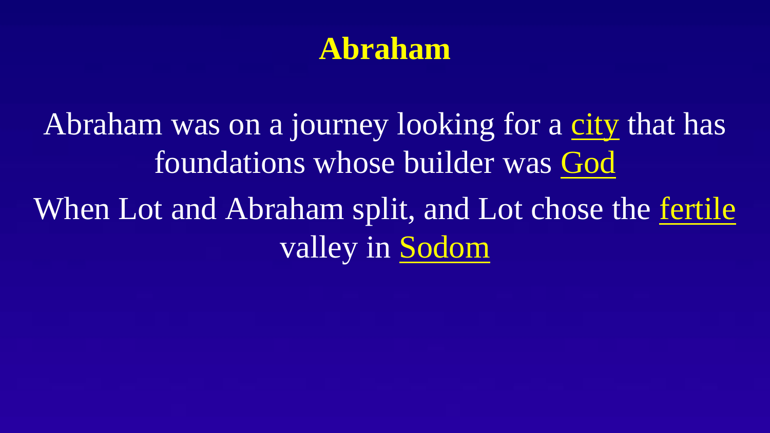# Abraham

Abraham was on a journey looking for a city that has foundations whose builder was God

When Lot and Abraham split, and Lot chose the fertile valley in Sodom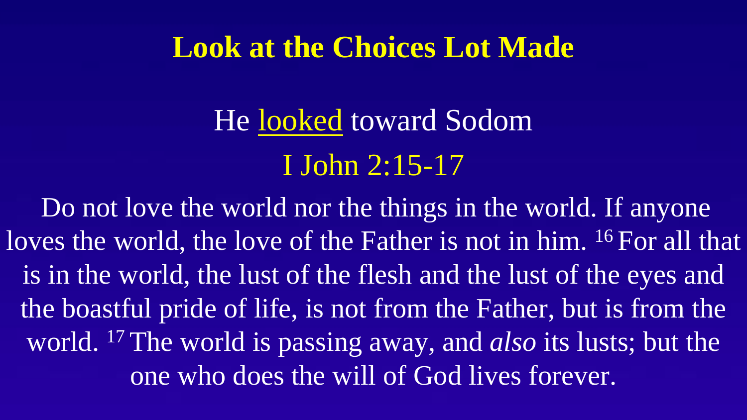# Look at the Choices Lot Made

He looked toward Sodom

I John 2:15-17

Do not love the world nor the things in the world. If anyone loves the world, the love of the Father is not in him. [16] For all that is in the world, the lust of the flesh and the lust of the eyes and the boastful pride of life, is not from the Father, but is from the world. [17] The world is passing away, and *also* its lusts; but the one who does the will of God lives forever.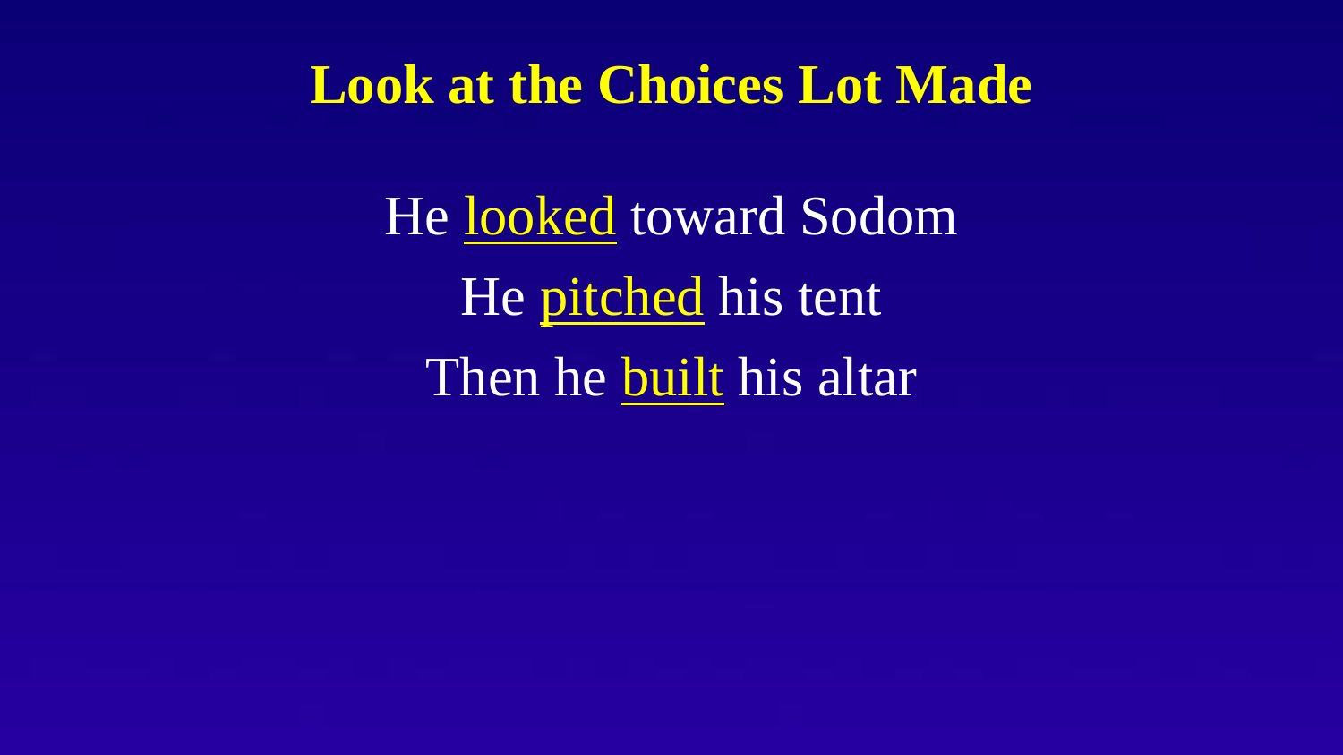# Look at the Choices Lot Made

He <u>looked</u> toward Sodom

He <u>pitched</u> his tent

Then he <u>built</u> his altar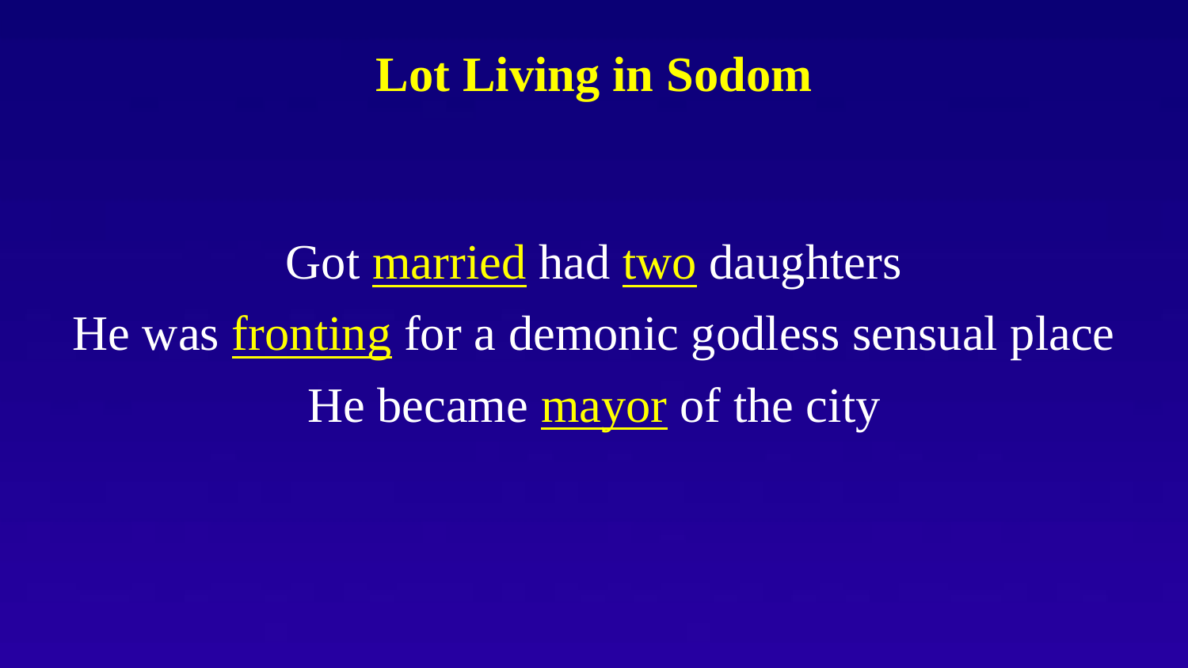# Lot Living in Sodom

Got married had two daughters

He was fronting for a demonic godless sensual place

He became mayor of the city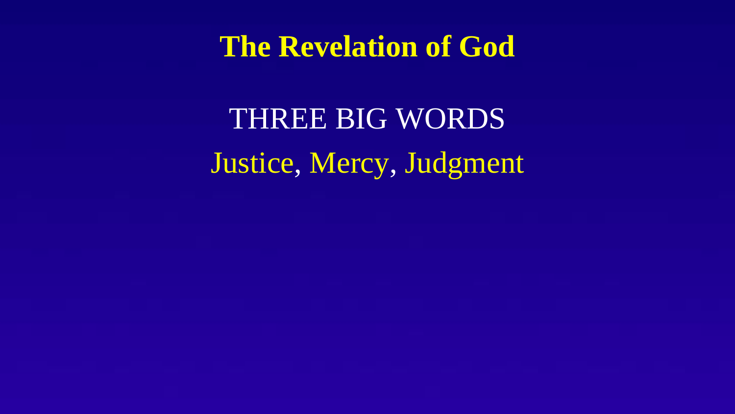# The Revelation of God

THREE BIG WORDS

Justice, Mercy, Judgment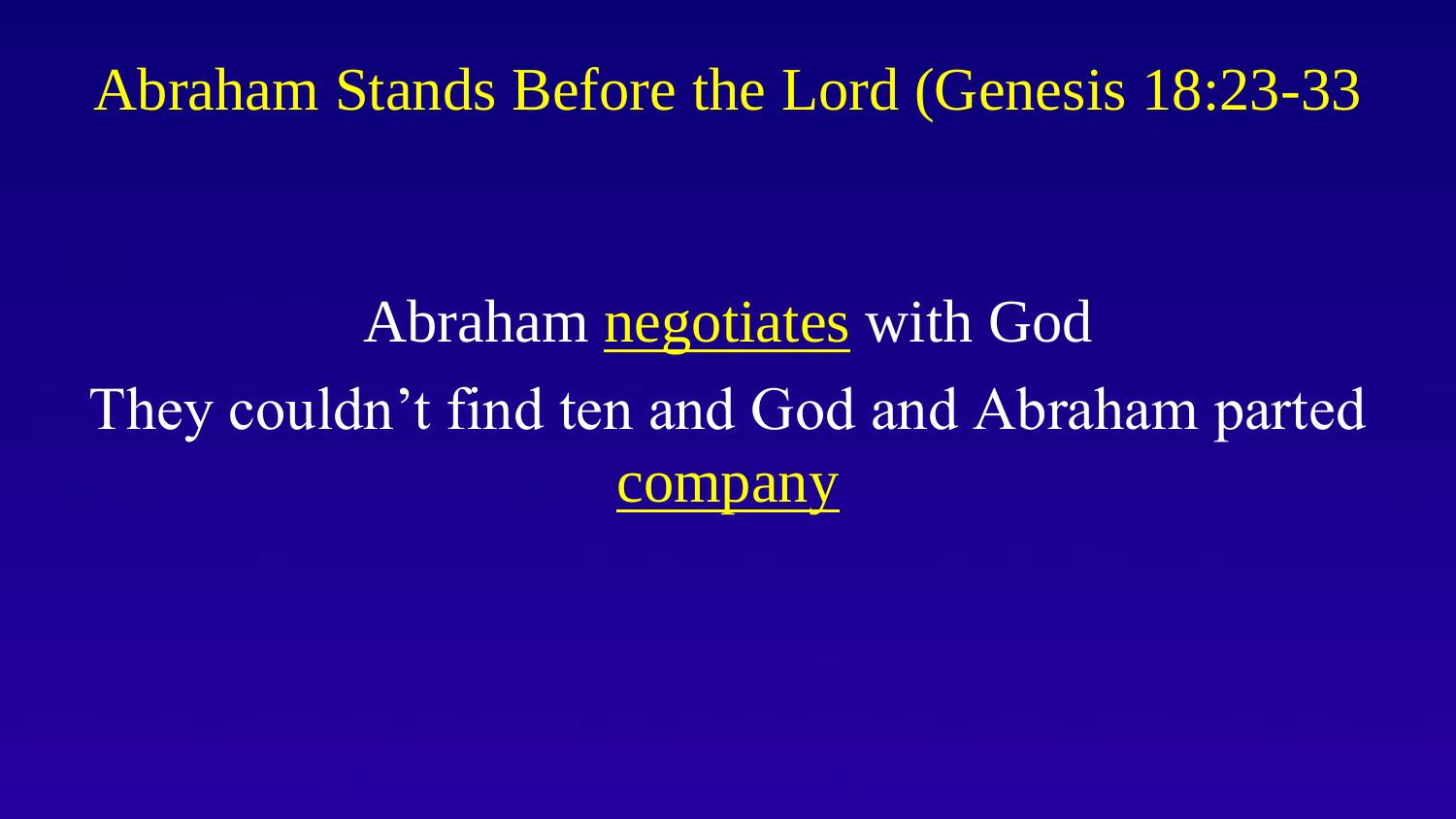# Abraham Stands Before the Lord (Genesis 18:23-33

Abraham negotiates with God

They couldn't find ten and God and Abraham parted company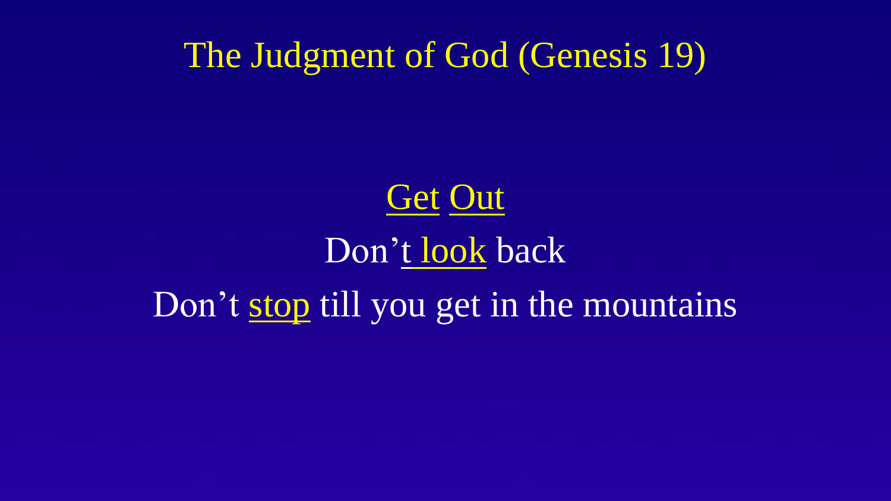# The Judgment of God (Genesis 19)

Get Out

Don’t look back

Don’t stop till you get in the mountains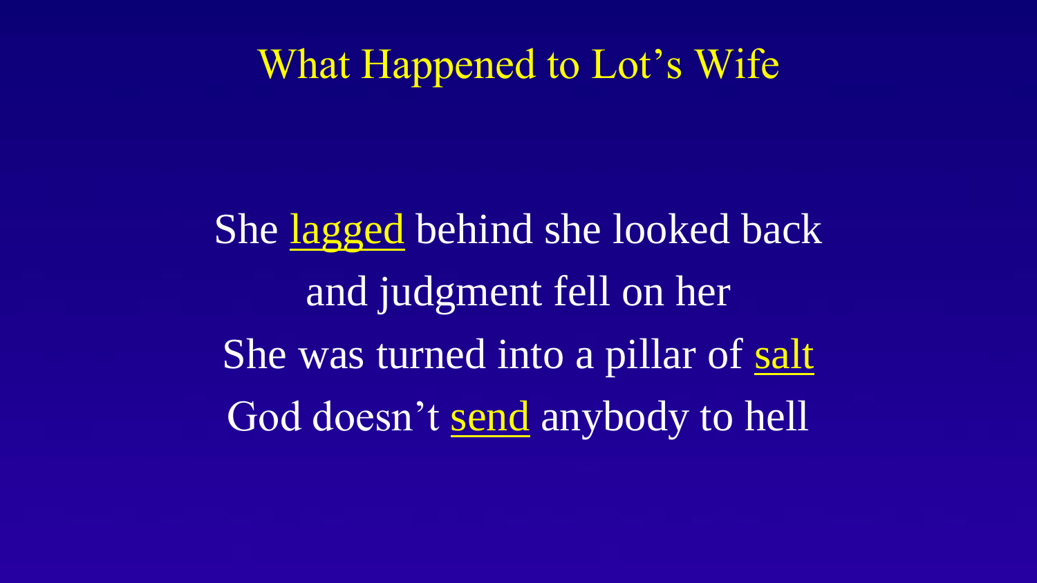# What Happened to Lot's Wife

She lagged behind she looked back

and judgment fell on her

She was turned into a pillar of salt

God doesn't send anybody to hell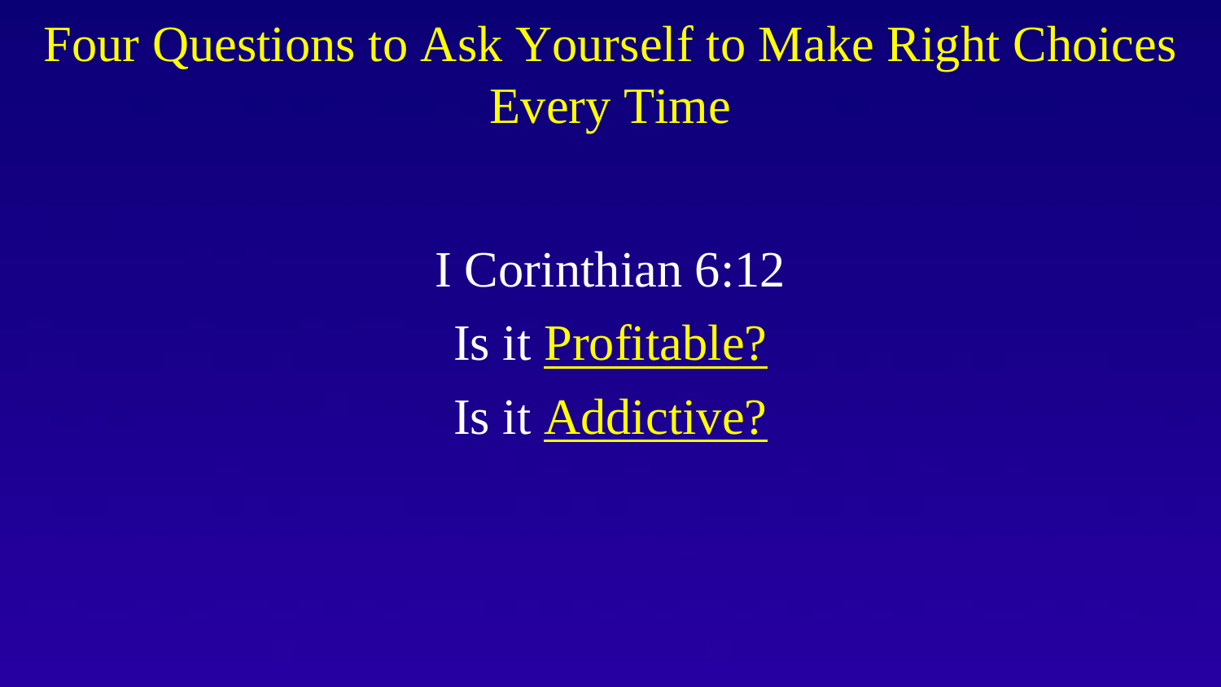# Four Questions to Ask Yourself to Make Right Choices Every Time

I Corinthian 6:12

Is it Profitable?

Is it Addictive?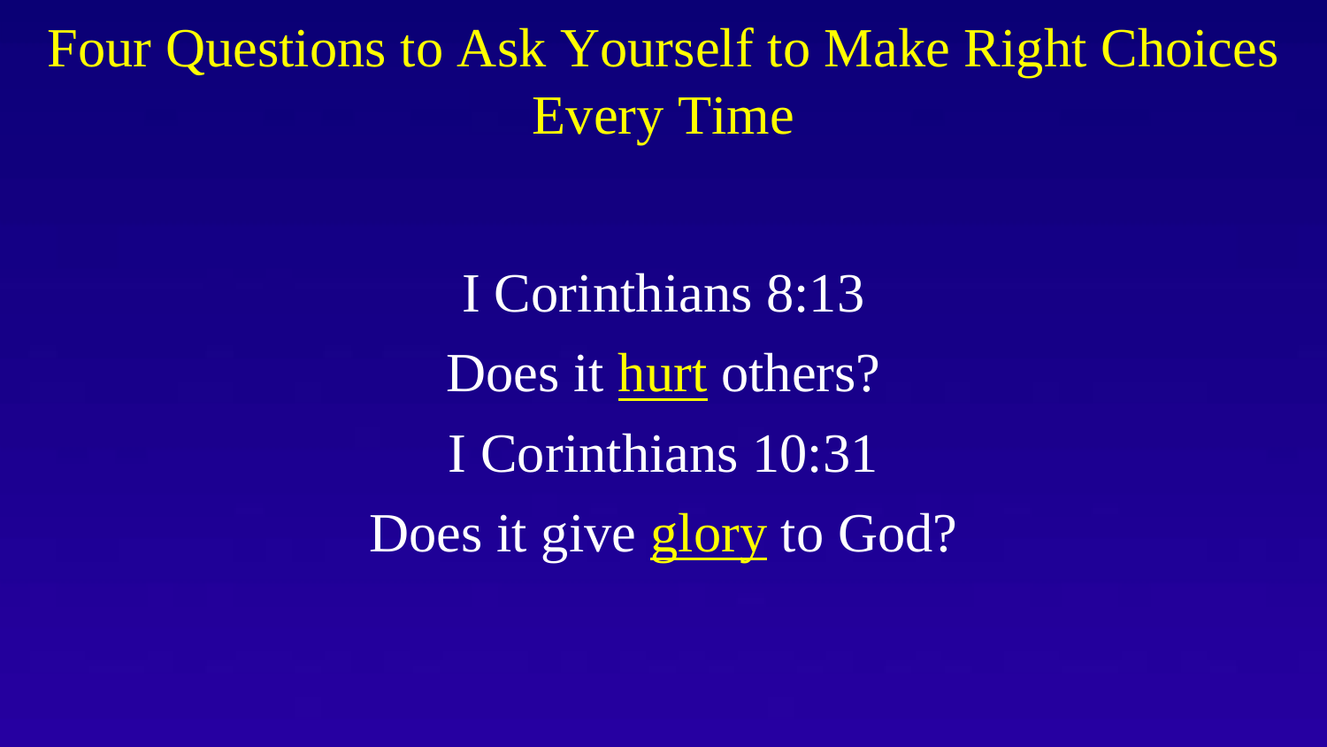# Four Questions to Ask Yourself to Make Right Choices Every Time

I Corinthians 8:13

Does it <u>hurt</u> others?

I Corinthians 10:31

Does it give <u>glory</u> to God?